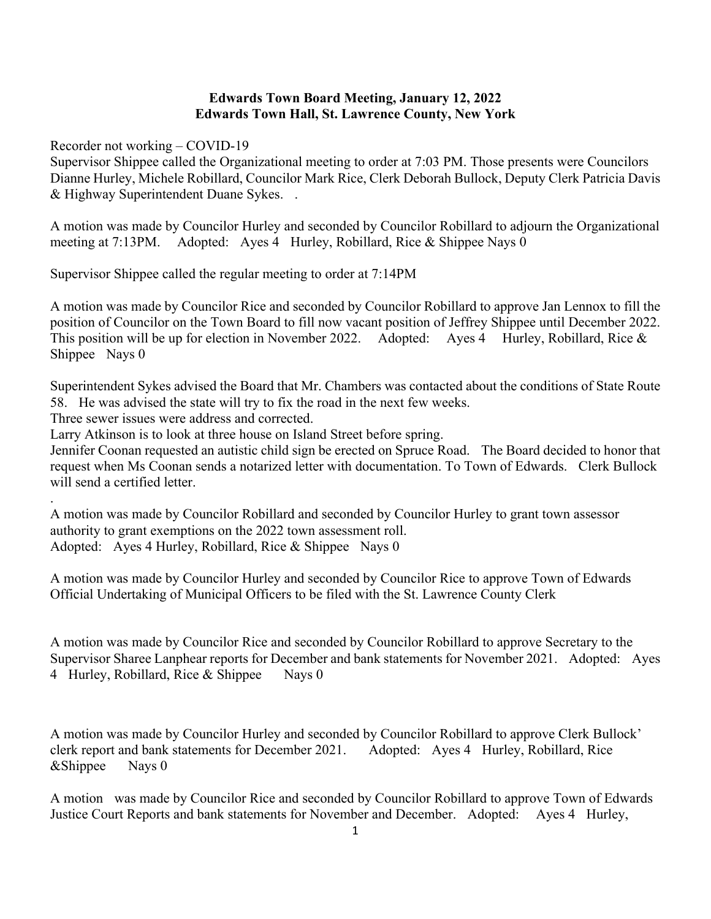**Edwards Town Board Meeting, January 12, 2022**
**Edwards Town Hall, St. Lawrence County, New York**

Recorder not working – COVID-19
Supervisor Shippee called the Organizational meeting to order at 7:03 PM. Those presents were Councilors Dianne Hurley, Michele Robillard, Councilor Mark Rice, Clerk Deborah Bullock, Deputy Clerk Patricia Davis & Highway Superintendent Duane Sykes. .

A motion was made by Councilor Hurley and seconded by Councilor Robillard to adjourn the Organizational meeting at 7:13PM. Adopted: Ayes 4 Hurley, Robillard, Rice & Shippee Nays 0

Supervisor Shippee called the regular meeting to order at 7:14PM

A motion was made by Councilor Rice and seconded by Councilor Robillard to approve Jan Lennox to fill the position of Councilor on the Town Board to fill now vacant position of Jeffrey Shippee until December 2022. This position will be up for election in November 2022. Adopted: Ayes 4 Hurley, Robillard, Rice & Shippee Nays 0

Superintendent Sykes advised the Board that Mr. Chambers was contacted about the conditions of State Route 58. He was advised the state will try to fix the road in the next few weeks.
Three sewer issues were address and corrected.
Larry Atkinson is to look at three house on Island Street before spring.
Jennifer Coonan requested an autistic child sign be erected on Spruce Road. The Board decided to honor that request when Ms Coonan sends a notarized letter with documentation. To Town of Edwards. Clerk Bullock will send a certified letter.
.
A motion was made by Councilor Robillard and seconded by Councilor Hurley to grant town assessor authority to grant exemptions on the 2022 town assessment roll.
Adopted: Ayes 4 Hurley, Robillard, Rice & Shippee Nays 0

A motion was made by Councilor Hurley and seconded by Councilor Rice to approve Town of Edwards Official Undertaking of Municipal Officers to be filed with the St. Lawrence County Clerk

A motion was made by Councilor Rice and seconded by Councilor Robillard to approve Secretary to the Supervisor Sharee Lanphear reports for December and bank statements for November 2021. Adopted: Ayes 4 Hurley, Robillard, Rice & Shippee Nays 0

A motion was made by Councilor Hurley and seconded by Councilor Robillard to approve Clerk Bullock' clerk report and bank statements for December 2021. Adopted: Ayes 4 Hurley, Robillard, Rice &Shippee Nays 0

A motion was made by Councilor Rice and seconded by Councilor Robillard to approve Town of Edwards Justice Court Reports and bank statements for November and December. Adopted: Ayes 4 Hurley,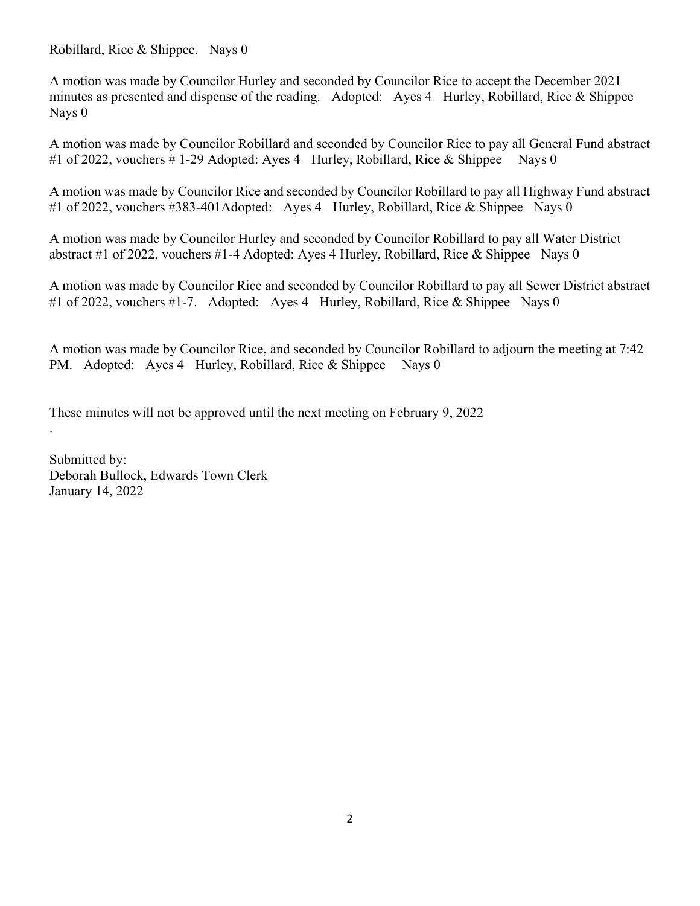Robillard, Rice & Shippee. Nays 0

A motion was made by Councilor Hurley and seconded by Councilor Rice to accept the December 2021 minutes as presented and dispense of the reading. Adopted: Ayes 4 Hurley, Robillard, Rice & Shippee Nays 0

A motion was made by Councilor Robillard and seconded by Councilor Rice to pay all General Fund abstract #1 of 2022, vouchers # 1-29 Adopted: Ayes 4 Hurley, Robillard, Rice & Shippee Nays 0

A motion was made by Councilor Rice and seconded by Councilor Robillard to pay all Highway Fund abstract #1 of 2022, vouchers #383-401Adopted: Ayes 4 Hurley, Robillard, Rice & Shippee Nays 0

A motion was made by Councilor Hurley and seconded by Councilor Robillard to pay all Water District abstract #1 of 2022, vouchers #1-4 Adopted: Ayes 4 Hurley, Robillard, Rice & Shippee Nays 0

A motion was made by Councilor Rice and seconded by Councilor Robillard to pay all Sewer District abstract #1 of 2022, vouchers #1-7. Adopted: Ayes 4 Hurley, Robillard, Rice & Shippee Nays 0

A motion was made by Councilor Rice, and seconded by Councilor Robillard to adjourn the meeting at 7:42 PM. Adopted: Ayes 4 Hurley, Robillard, Rice & Shippee Nays 0

These minutes will not be approved until the next meeting on February 9, 2022

.

Submitted by:
Deborah Bullock, Edwards Town Clerk
January 14, 2022